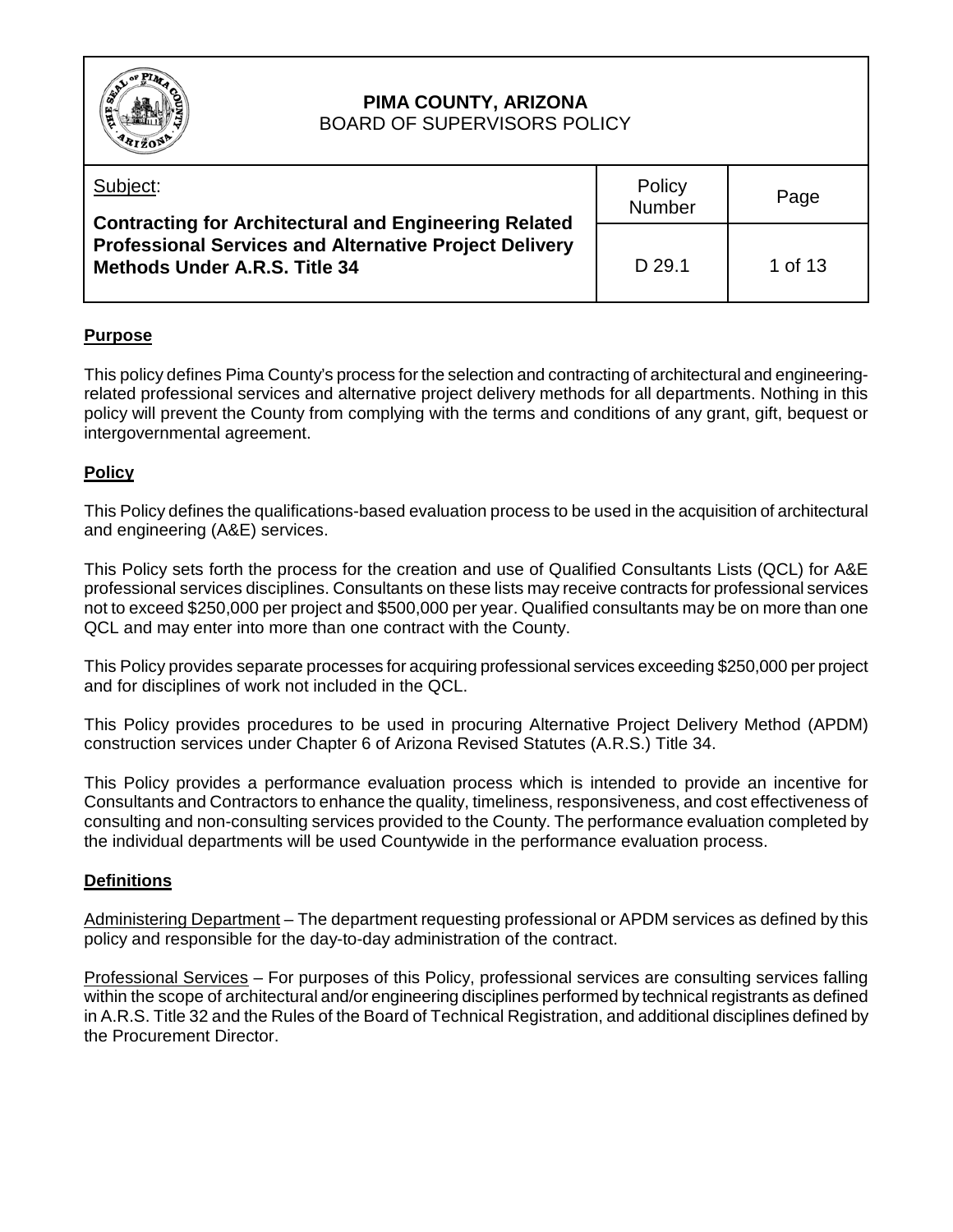**PIMA COUNTY, ARIZONA**
BOARD OF SUPERVISORS POLICY

| Subject: | Policy Number | Page |
|---|---|---|
| **Contracting for Architectural and Engineering Related Professional Services and Alternative Project Delivery Methods Under A.R.S. Title 34** | D 29.1 | 1 of 13 |

## Purpose

This policy defines Pima County's process for the selection and contracting of architectural and engineering-related professional services and alternative project delivery methods for all departments. Nothing in this policy will prevent the County from complying with the terms and conditions of any grant, gift, bequest or intergovernmental agreement.

## Policy

This Policy defines the qualifications-based evaluation process to be used in the acquisition of architectural and engineering (A&E) services.

This Policy sets forth the process for the creation and use of Qualified Consultants Lists (QCL) for A&E professional services disciplines. Consultants on these lists may receive contracts for professional services not to exceed $250,000 per project and $500,000 per year. Qualified consultants may be on more than one QCL and may enter into more than one contract with the County.

This Policy provides separate processes for acquiring professional services exceeding $250,000 per project and for disciplines of work not included in the QCL.

This Policy provides procedures to be used in procuring Alternative Project Delivery Method (APDM) construction services under Chapter 6 of Arizona Revised Statutes (A.R.S.) Title 34.

This Policy provides a performance evaluation process which is intended to provide an incentive for Consultants and Contractors to enhance the quality, timeliness, responsiveness, and cost effectiveness of consulting and non-consulting services provided to the County. The performance evaluation completed by the individual departments will be used Countywide in the performance evaluation process.

## Definitions

Administering Department – The department requesting professional or APDM services as defined by this policy and responsible for the day-to-day administration of the contract.

Professional Services – For purposes of this Policy, professional services are consulting services falling within the scope of architectural and/or engineering disciplines performed by technical registrants as defined in A.R.S. Title 32 and the Rules of the Board of Technical Registration, and additional disciplines defined by the Procurement Director.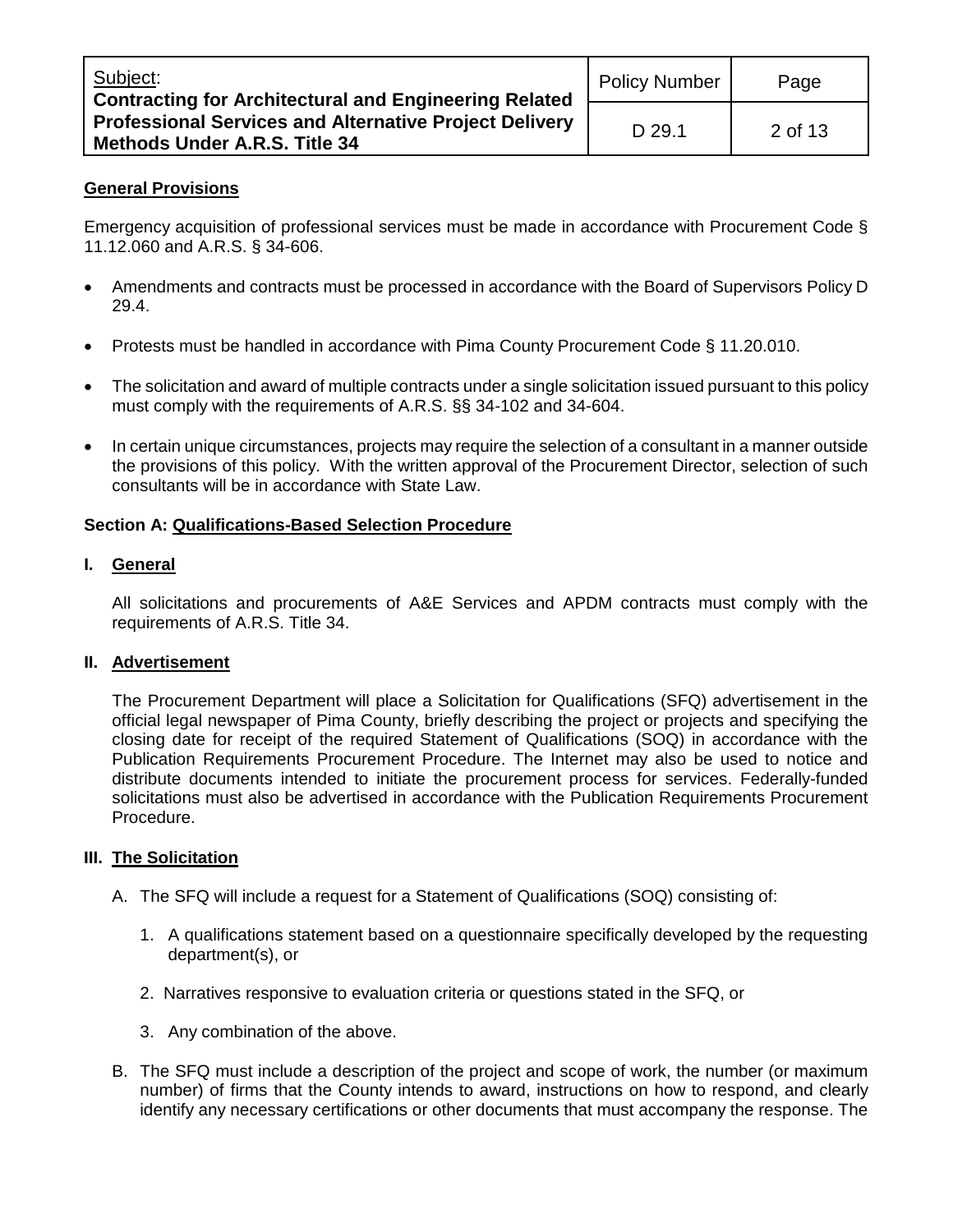## General Provisions

Emergency acquisition of professional services must be made in accordance with Procurement Code § 11.12.060 and A.R.S. § 34-606.

- Amendments and contracts must be processed in accordance with the Board of Supervisors Policy D 29.4.
- Protests must be handled in accordance with Pima County Procurement Code § 11.20.010.
- The solicitation and award of multiple contracts under a single solicitation issued pursuant to this policy must comply with the requirements of A.R.S. §§ 34-102 and 34-604.
- In certain unique circumstances, projects may require the selection of a consultant in a manner outside the provisions of this policy. With the written approval of the Procurement Director, selection of such consultants will be in accordance with State Law.

## Section A: Qualifications-Based Selection Procedure

### I. General

All solicitations and procurements of A&E Services and APDM contracts must comply with the requirements of A.R.S. Title 34.

### II. Advertisement

The Procurement Department will place a Solicitation for Qualifications (SFQ) advertisement in the official legal newspaper of Pima County, briefly describing the project or projects and specifying the closing date for receipt of the required Statement of Qualifications (SOQ) in accordance with the Publication Requirements Procurement Procedure. The Internet may also be used to notice and distribute documents intended to initiate the procurement process for services. Federally-funded solicitations must also be advertised in accordance with the Publication Requirements Procurement Procedure.

### III. The Solicitation

A. The SFQ will include a request for a Statement of Qualifications (SOQ) consisting of:

1. A qualifications statement based on a questionnaire specifically developed by the requesting department(s), or
2. Narratives responsive to evaluation criteria or questions stated in the SFQ, or
3. Any combination of the above.

B. The SFQ must include a description of the project and scope of work, the number (or maximum number) of firms that the County intends to award, instructions on how to respond, and clearly identify any necessary certifications or other documents that must accompany the response. The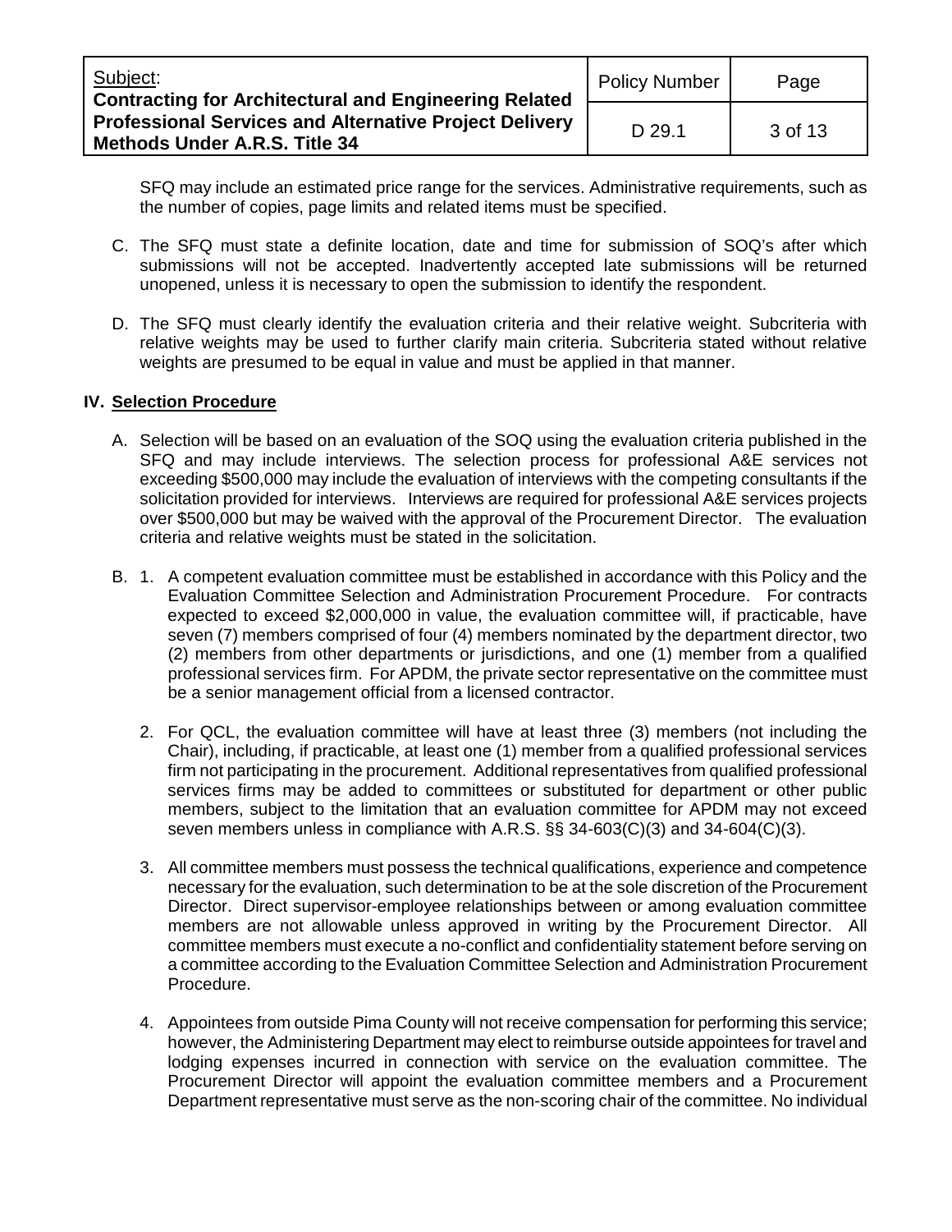SFQ may include an estimated price range for the services. Administrative requirements, such as the number of copies, page limits and related items must be specified.

C. The SFQ must state a definite location, date and time for submission of SOQ's after which submissions will not be accepted. Inadvertently accepted late submissions will be returned unopened, unless it is necessary to open the submission to identify the respondent.

D. The SFQ must clearly identify the evaluation criteria and their relative weight. Subcriteria with relative weights may be used to further clarify main criteria. Subcriteria stated without relative weights are presumed to be equal in value and must be applied in that manner.

## IV. Selection Procedure

A. Selection will be based on an evaluation of the SOQ using the evaluation criteria published in the SFQ and may include interviews. The selection process for professional A&E services not exceeding $500,000 may include the evaluation of interviews with the competing consultants if the solicitation provided for interviews. Interviews are required for professional A&E services projects over $500,000 but may be waived with the approval of the Procurement Director. The evaluation criteria and relative weights must be stated in the solicitation.

B. 1. A competent evaluation committee must be established in accordance with this Policy and the Evaluation Committee Selection and Administration Procurement Procedure. For contracts expected to exceed $2,000,000 in value, the evaluation committee will, if practicable, have seven (7) members comprised of four (4) members nominated by the department director, two (2) members from other departments or jurisdictions, and one (1) member from a qualified professional services firm. For APDM, the private sector representative on the committee must be a senior management official from a licensed contractor.

2. For QCL, the evaluation committee will have at least three (3) members (not including the Chair), including, if practicable, at least one (1) member from a qualified professional services firm not participating in the procurement. Additional representatives from qualified professional services firms may be added to committees or substituted for department or other public members, subject to the limitation that an evaluation committee for APDM may not exceed seven members unless in compliance with A.R.S. §§ 34-603(C)(3) and 34-604(C)(3).

3. All committee members must possess the technical qualifications, experience and competence necessary for the evaluation, such determination to be at the sole discretion of the Procurement Director. Direct supervisor-employee relationships between or among evaluation committee members are not allowable unless approved in writing by the Procurement Director. All committee members must execute a no-conflict and confidentiality statement before serving on a committee according to the Evaluation Committee Selection and Administration Procurement Procedure.

4. Appointees from outside Pima County will not receive compensation for performing this service; however, the Administering Department may elect to reimburse outside appointees for travel and lodging expenses incurred in connection with service on the evaluation committee. The Procurement Director will appoint the evaluation committee members and a Procurement Department representative must serve as the non-scoring chair of the committee. No individual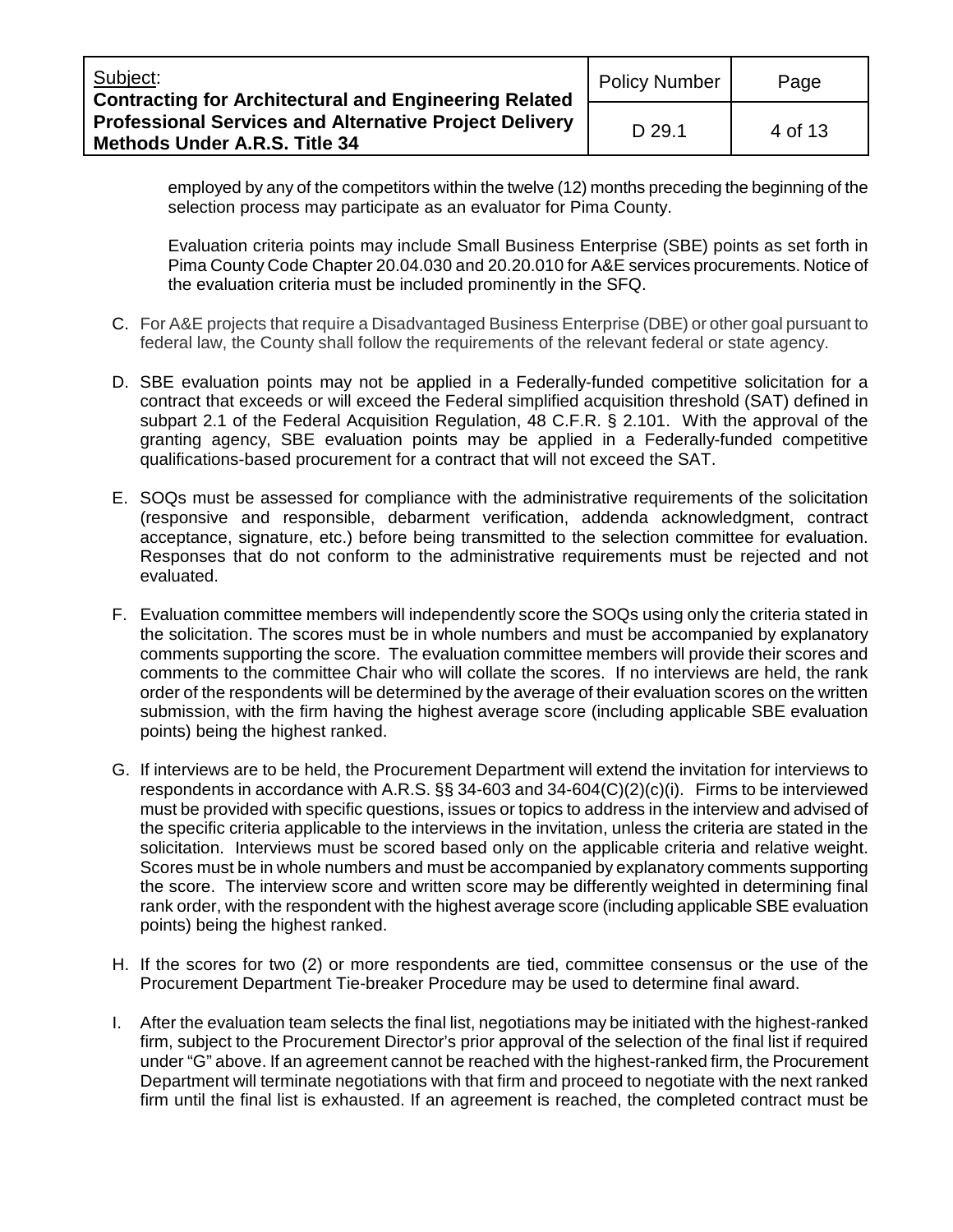employed by any of the competitors within the twelve (12) months preceding the beginning of the selection process may participate as an evaluator for Pima County.

Evaluation criteria points may include Small Business Enterprise (SBE) points as set forth in Pima County Code Chapter 20.04.030 and 20.20.010 for A&E services procurements. Notice of the evaluation criteria must be included prominently in the SFQ.

C. For A&E projects that require a Disadvantaged Business Enterprise (DBE) or other goal pursuant to federal law, the County shall follow the requirements of the relevant federal or state agency.

D. SBE evaluation points may not be applied in a Federally-funded competitive solicitation for a contract that exceeds or will exceed the Federal simplified acquisition threshold (SAT) defined in subpart 2.1 of the Federal Acquisition Regulation, 48 C.F.R. § 2.101. With the approval of the granting agency, SBE evaluation points may be applied in a Federally-funded competitive qualifications-based procurement for a contract that will not exceed the SAT.

E. SOQs must be assessed for compliance with the administrative requirements of the solicitation (responsive and responsible, debarment verification, addenda acknowledgment, contract acceptance, signature, etc.) before being transmitted to the selection committee for evaluation. Responses that do not conform to the administrative requirements must be rejected and not evaluated.

F. Evaluation committee members will independently score the SOQs using only the criteria stated in the solicitation. The scores must be in whole numbers and must be accompanied by explanatory comments supporting the score. The evaluation committee members will provide their scores and comments to the committee Chair who will collate the scores. If no interviews are held, the rank order of the respondents will be determined by the average of their evaluation scores on the written submission, with the firm having the highest average score (including applicable SBE evaluation points) being the highest ranked.

G. If interviews are to be held, the Procurement Department will extend the invitation for interviews to respondents in accordance with A.R.S. §§ 34-603 and 34-604(C)(2)(c)(i). Firms to be interviewed must be provided with specific questions, issues or topics to address in the interview and advised of the specific criteria applicable to the interviews in the invitation, unless the criteria are stated in the solicitation. Interviews must be scored based only on the applicable criteria and relative weight. Scores must be in whole numbers and must be accompanied by explanatory comments supporting the score. The interview score and written score may be differently weighted in determining final rank order, with the respondent with the highest average score (including applicable SBE evaluation points) being the highest ranked.

H. If the scores for two (2) or more respondents are tied, committee consensus or the use of the Procurement Department Tie-breaker Procedure may be used to determine final award.

I. After the evaluation team selects the final list, negotiations may be initiated with the highest-ranked firm, subject to the Procurement Director's prior approval of the selection of the final list if required under "G" above. If an agreement cannot be reached with the highest-ranked firm, the Procurement Department will terminate negotiations with that firm and proceed to negotiate with the next ranked firm until the final list is exhausted. If an agreement is reached, the completed contract must be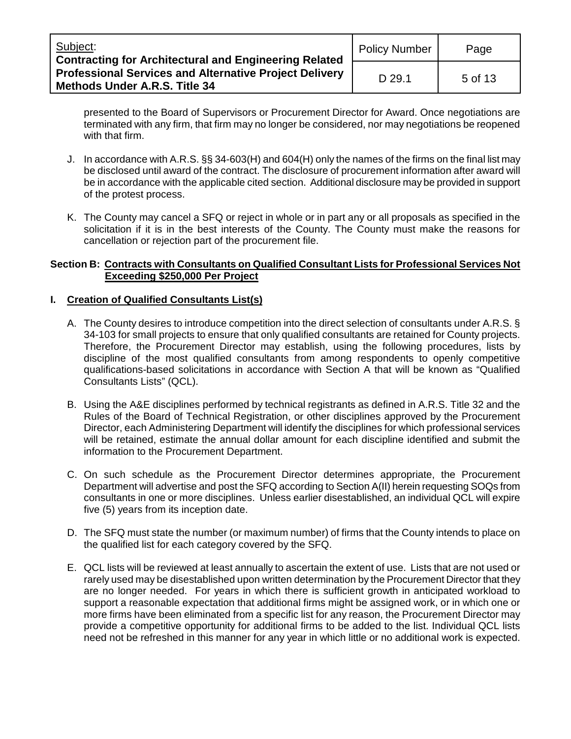presented to the Board of Supervisors or Procurement Director for Award. Once negotiations are terminated with any firm, that firm may no longer be considered, nor may negotiations be reopened with that firm.

J. In accordance with A.R.S. §§ 34-603(H) and 604(H) only the names of the firms on the final list may be disclosed until award of the contract. The disclosure of procurement information after award will be in accordance with the applicable cited section. Additional disclosure may be provided in support of the protest process.

K. The County may cancel a SFQ or reject in whole or in part any or all proposals as specified in the solicitation if it is in the best interests of the County. The County must make the reasons for cancellation or rejection part of the procurement file.

**Section B: Contracts with Consultants on Qualified Consultant Lists for Professional Services Not Exceeding $250,000 Per Project**

**I. Creation of Qualified Consultants List(s)**

A. The County desires to introduce competition into the direct selection of consultants under A.R.S. § 34-103 for small projects to ensure that only qualified consultants are retained for County projects. Therefore, the Procurement Director may establish, using the following procedures, lists by discipline of the most qualified consultants from among respondents to openly competitive qualifications-based solicitations in accordance with Section A that will be known as "Qualified Consultants Lists" (QCL).

B. Using the A&E disciplines performed by technical registrants as defined in A.R.S. Title 32 and the Rules of the Board of Technical Registration, or other disciplines approved by the Procurement Director, each Administering Department will identify the disciplines for which professional services will be retained, estimate the annual dollar amount for each discipline identified and submit the information to the Procurement Department.

C. On such schedule as the Procurement Director determines appropriate, the Procurement Department will advertise and post the SFQ according to Section A(II) herein requesting SOQs from consultants in one or more disciplines. Unless earlier disestablished, an individual QCL will expire five (5) years from its inception date.

D. The SFQ must state the number (or maximum number) of firms that the County intends to place on the qualified list for each category covered by the SFQ.

E. QCL lists will be reviewed at least annually to ascertain the extent of use. Lists that are not used or rarely used may be disestablished upon written determination by the Procurement Director that they are no longer needed. For years in which there is sufficient growth in anticipated workload to support a reasonable expectation that additional firms might be assigned work, or in which one or more firms have been eliminated from a specific list for any reason, the Procurement Director may provide a competitive opportunity for additional firms to be added to the list. Individual QCL lists need not be refreshed in this manner for any year in which little or no additional work is expected.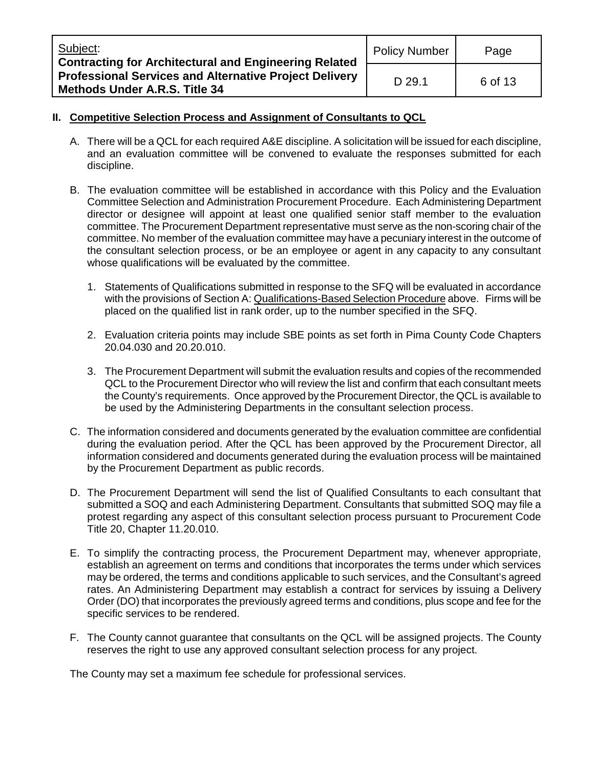## II. Competitive Selection Process and Assignment of Consultants to QCL

A. There will be a QCL for each required A&E discipline. A solicitation will be issued for each discipline, and an evaluation committee will be convened to evaluate the responses submitted for each discipline.

B. The evaluation committee will be established in accordance with this Policy and the Evaluation Committee Selection and Administration Procurement Procedure. Each Administering Department director or designee will appoint at least one qualified senior staff member to the evaluation committee. The Procurement Department representative must serve as the non-scoring chair of the committee. No member of the evaluation committee may have a pecuniary interest in the outcome of the consultant selection process, or be an employee or agent in any capacity to any consultant whose qualifications will be evaluated by the committee.

   1. Statements of Qualifications submitted in response to the SFQ will be evaluated in accordance with the provisions of Section A: Qualifications-Based Selection Procedure above. Firms will be placed on the qualified list in rank order, up to the number specified in the SFQ.

   2. Evaluation criteria points may include SBE points as set forth in Pima County Code Chapters 20.04.030 and 20.20.010.

   3. The Procurement Department will submit the evaluation results and copies of the recommended QCL to the Procurement Director who will review the list and confirm that each consultant meets the County's requirements. Once approved by the Procurement Director, the QCL is available to be used by the Administering Departments in the consultant selection process.

C. The information considered and documents generated by the evaluation committee are confidential during the evaluation period. After the QCL has been approved by the Procurement Director, all information considered and documents generated during the evaluation process will be maintained by the Procurement Department as public records.

D. The Procurement Department will send the list of Qualified Consultants to each consultant that submitted a SOQ and each Administering Department. Consultants that submitted SOQ may file a protest regarding any aspect of this consultant selection process pursuant to Procurement Code Title 20, Chapter 11.20.010.

E. To simplify the contracting process, the Procurement Department may, whenever appropriate, establish an agreement on terms and conditions that incorporates the terms under which services may be ordered, the terms and conditions applicable to such services, and the Consultant's agreed rates. An Administering Department may establish a contract for services by issuing a Delivery Order (DO) that incorporates the previously agreed terms and conditions, plus scope and fee for the specific services to be rendered.

F. The County cannot guarantee that consultants on the QCL will be assigned projects. The County reserves the right to use any approved consultant selection process for any project.

The County may set a maximum fee schedule for professional services.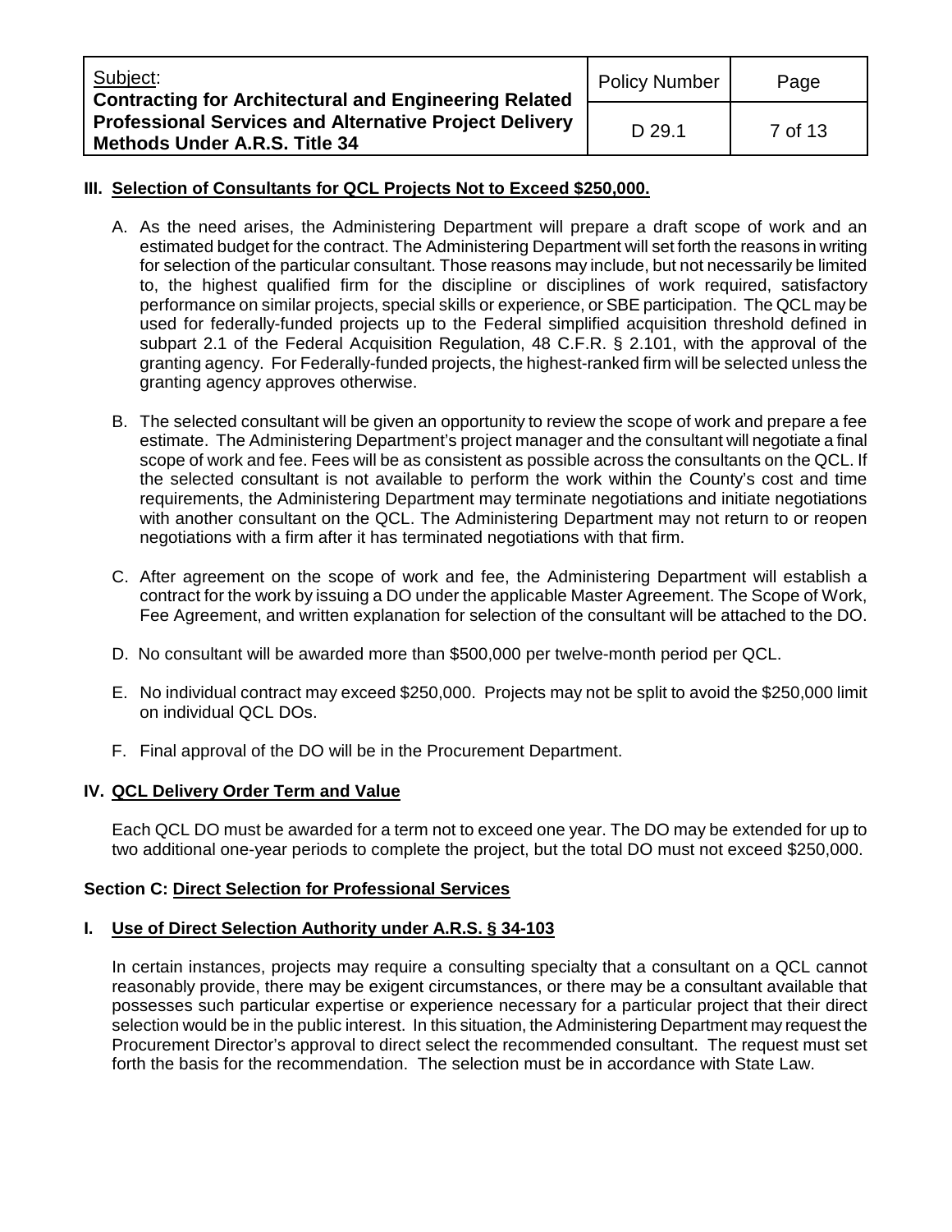## III. Selection of Consultants for QCL Projects Not to Exceed $250,000.

A. As the need arises, the Administering Department will prepare a draft scope of work and an estimated budget for the contract. The Administering Department will set forth the reasons in writing for selection of the particular consultant. Those reasons may include, but not necessarily be limited to, the highest qualified firm for the discipline or disciplines of work required, satisfactory performance on similar projects, special skills or experience, or SBE participation. The QCL may be used for federally-funded projects up to the Federal simplified acquisition threshold defined in subpart 2.1 of the Federal Acquisition Regulation, 48 C.F.R. § 2.101, with the approval of the granting agency. For Federally-funded projects, the highest-ranked firm will be selected unless the granting agency approves otherwise.

B. The selected consultant will be given an opportunity to review the scope of work and prepare a fee estimate. The Administering Department's project manager and the consultant will negotiate a final scope of work and fee. Fees will be as consistent as possible across the consultants on the QCL. If the selected consultant is not available to perform the work within the County's cost and time requirements, the Administering Department may terminate negotiations and initiate negotiations with another consultant on the QCL. The Administering Department may not return to or reopen negotiations with a firm after it has terminated negotiations with that firm.

C. After agreement on the scope of work and fee, the Administering Department will establish a contract for the work by issuing a DO under the applicable Master Agreement. The Scope of Work, Fee Agreement, and written explanation for selection of the consultant will be attached to the DO.

D. No consultant will be awarded more than $500,000 per twelve-month period per QCL.

E. No individual contract may exceed $250,000. Projects may not be split to avoid the $250,000 limit on individual QCL DOs.

F. Final approval of the DO will be in the Procurement Department.

## IV. QCL Delivery Order Term and Value

Each QCL DO must be awarded for a term not to exceed one year. The DO may be extended for up to two additional one-year periods to complete the project, but the total DO must not exceed $250,000.

# Section C: Direct Selection for Professional Services

## I. Use of Direct Selection Authority under A.R.S. § 34-103

In certain instances, projects may require a consulting specialty that a consultant on a QCL cannot reasonably provide, there may be exigent circumstances, or there may be a consultant available that possesses such particular expertise or experience necessary for a particular project that their direct selection would be in the public interest. In this situation, the Administering Department may request the Procurement Director's approval to direct select the recommended consultant. The request must set forth the basis for the recommendation. The selection must be in accordance with State Law.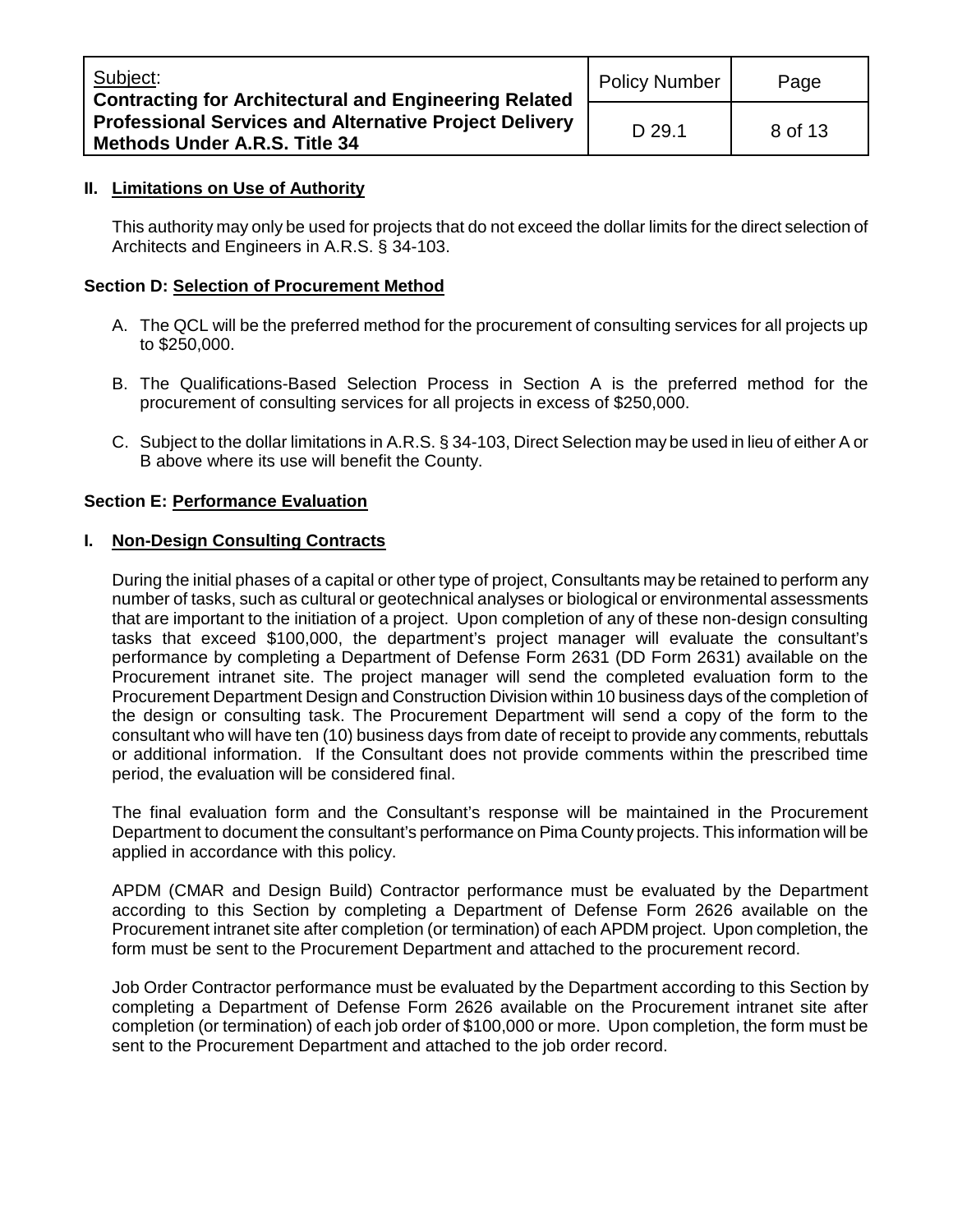**II. Limitations on Use of Authority**

This authority may only be used for projects that do not exceed the dollar limits for the direct selection of Architects and Engineers in A.R.S. § 34-103.

**Section D: Selection of Procurement Method**

A. The QCL will be the preferred method for the procurement of consulting services for all projects up to $250,000.

B. The Qualifications-Based Selection Process in Section A is the preferred method for the procurement of consulting services for all projects in excess of $250,000.

C. Subject to the dollar limitations in A.R.S. § 34-103, Direct Selection may be used in lieu of either A or B above where its use will benefit the County.

**Section E: Performance Evaluation**

**I. Non-Design Consulting Contracts**

During the initial phases of a capital or other type of project, Consultants may be retained to perform any number of tasks, such as cultural or geotechnical analyses or biological or environmental assessments that are important to the initiation of a project. Upon completion of any of these non-design consulting tasks that exceed $100,000, the department's project manager will evaluate the consultant's performance by completing a Department of Defense Form 2631 (DD Form 2631) available on the Procurement intranet site. The project manager will send the completed evaluation form to the Procurement Department Design and Construction Division within 10 business days of the completion of the design or consulting task. The Procurement Department will send a copy of the form to the consultant who will have ten (10) business days from date of receipt to provide any comments, rebuttals or additional information. If the Consultant does not provide comments within the prescribed time period, the evaluation will be considered final.

The final evaluation form and the Consultant's response will be maintained in the Procurement Department to document the consultant's performance on Pima County projects. This information will be applied in accordance with this policy.

APDM (CMAR and Design Build) Contractor performance must be evaluated by the Department according to this Section by completing a Department of Defense Form 2626 available on the Procurement intranet site after completion (or termination) of each APDM project. Upon completion, the form must be sent to the Procurement Department and attached to the procurement record.

Job Order Contractor performance must be evaluated by the Department according to this Section by completing a Department of Defense Form 2626 available on the Procurement intranet site after completion (or termination) of each job order of $100,000 or more. Upon completion, the form must be sent to the Procurement Department and attached to the job order record.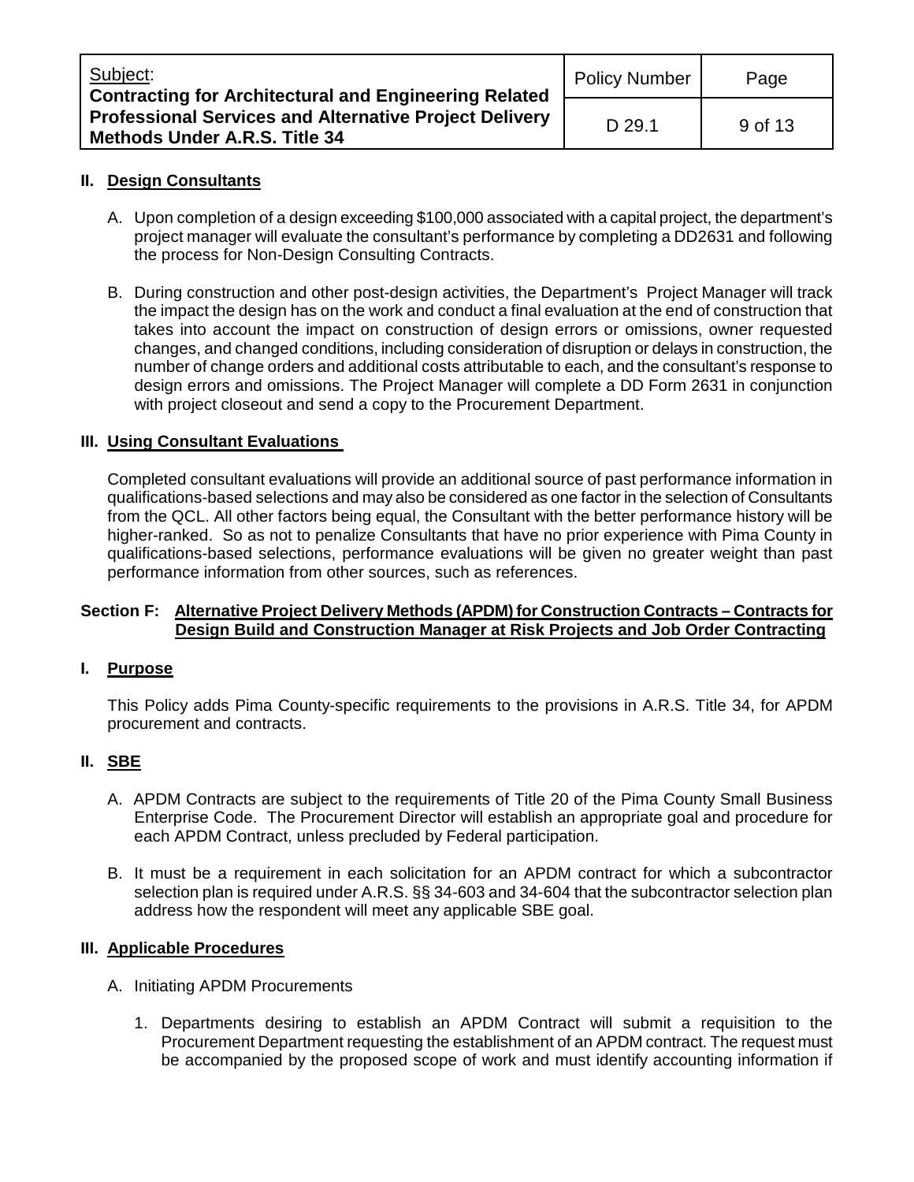### II. Design Consultants

A. Upon completion of a design exceeding $100,000 associated with a capital project, the department's project manager will evaluate the consultant's performance by completing a DD2631 and following the process for Non-Design Consulting Contracts.

B. During construction and other post-design activities, the Department's Project Manager will track the impact the design has on the work and conduct a final evaluation at the end of construction that takes into account the impact on construction of design errors or omissions, owner requested changes, and changed conditions, including consideration of disruption or delays in construction, the number of change orders and additional costs attributable to each, and the consultant's response to design errors and omissions. The Project Manager will complete a DD Form 2631 in conjunction with project closeout and send a copy to the Procurement Department.

### III. Using Consultant Evaluations

Completed consultant evaluations will provide an additional source of past performance information in qualifications-based selections and may also be considered as one factor in the selection of Consultants from the QCL. All other factors being equal, the Consultant with the better performance history will be higher-ranked. So as not to penalize Consultants that have no prior experience with Pima County in qualifications-based selections, performance evaluations will be given no greater weight than past performance information from other sources, such as references.

## Section F: Alternative Project Delivery Methods (APDM) for Construction Contracts – Contracts for Design Build and Construction Manager at Risk Projects and Job Order Contracting

### I. Purpose

This Policy adds Pima County-specific requirements to the provisions in A.R.S. Title 34, for APDM procurement and contracts.

### II. SBE

A. APDM Contracts are subject to the requirements of Title 20 of the Pima County Small Business Enterprise Code. The Procurement Director will establish an appropriate goal and procedure for each APDM Contract, unless precluded by Federal participation.

B. It must be a requirement in each solicitation for an APDM contract for which a subcontractor selection plan is required under A.R.S. §§ 34-603 and 34-604 that the subcontractor selection plan address how the respondent will meet any applicable SBE goal.

### III. Applicable Procedures

A. Initiating APDM Procurements

1. Departments desiring to establish an APDM Contract will submit a requisition to the Procurement Department requesting the establishment of an APDM contract. The request must be accompanied by the proposed scope of work and must identify accounting information if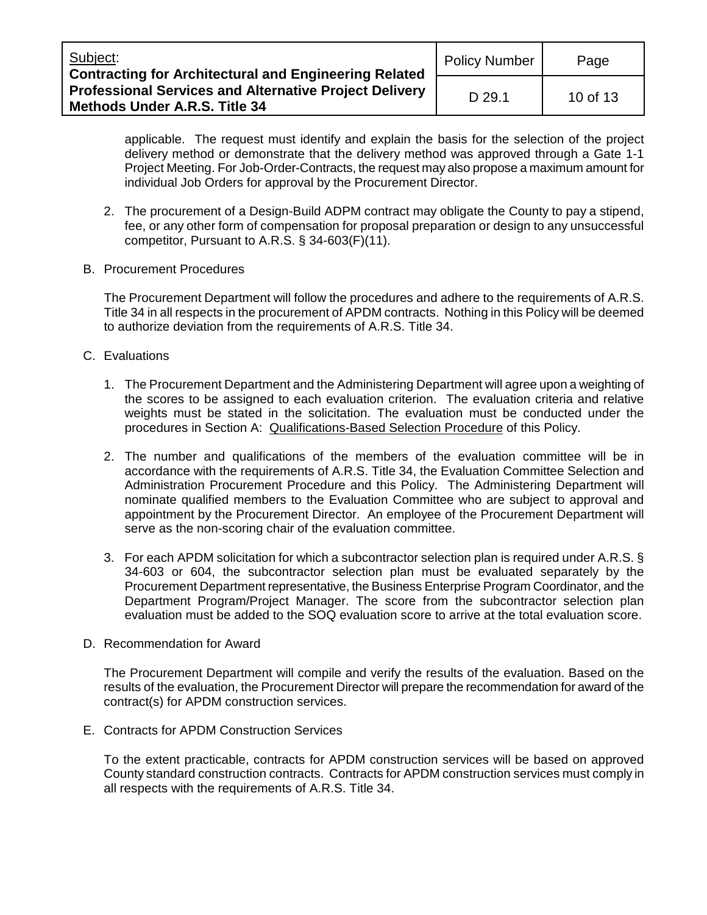applicable. The request must identify and explain the basis for the selection of the project delivery method or demonstrate that the delivery method was approved through a Gate 1-1 Project Meeting. For Job-Order-Contracts, the request may also propose a maximum amount for individual Job Orders for approval by the Procurement Director.

2. The procurement of a Design-Build ADPM contract may obligate the County to pay a stipend, fee, or any other form of compensation for proposal preparation or design to any unsuccessful competitor, Pursuant to A.R.S. § 34-603(F)(11).

B. Procurement Procedures

The Procurement Department will follow the procedures and adhere to the requirements of A.R.S. Title 34 in all respects in the procurement of APDM contracts. Nothing in this Policy will be deemed to authorize deviation from the requirements of A.R.S. Title 34.

C. Evaluations

1. The Procurement Department and the Administering Department will agree upon a weighting of the scores to be assigned to each evaluation criterion. The evaluation criteria and relative weights must be stated in the solicitation. The evaluation must be conducted under the procedures in Section A: Qualifications-Based Selection Procedure of this Policy.

2. The number and qualifications of the members of the evaluation committee will be in accordance with the requirements of A.R.S. Title 34, the Evaluation Committee Selection and Administration Procurement Procedure and this Policy. The Administering Department will nominate qualified members to the Evaluation Committee who are subject to approval and appointment by the Procurement Director. An employee of the Procurement Department will serve as the non-scoring chair of the evaluation committee.

3. For each APDM solicitation for which a subcontractor selection plan is required under A.R.S. § 34-603 or 604, the subcontractor selection plan must be evaluated separately by the Procurement Department representative, the Business Enterprise Program Coordinator, and the Department Program/Project Manager. The score from the subcontractor selection plan evaluation must be added to the SOQ evaluation score to arrive at the total evaluation score.

D. Recommendation for Award

The Procurement Department will compile and verify the results of the evaluation. Based on the results of the evaluation, the Procurement Director will prepare the recommendation for award of the contract(s) for APDM construction services.

E. Contracts for APDM Construction Services

To the extent practicable, contracts for APDM construction services will be based on approved County standard construction contracts. Contracts for APDM construction services must comply in all respects with the requirements of A.R.S. Title 34.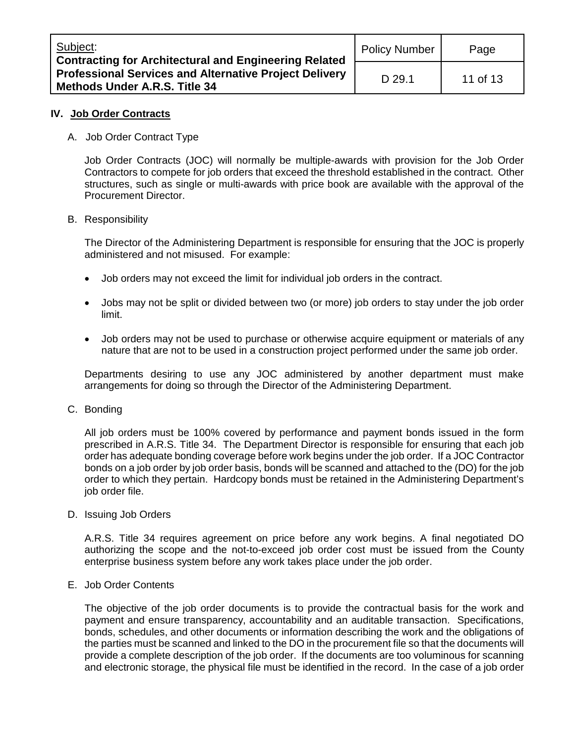## IV. Job Order Contracts

A. Job Order Contract Type

Job Order Contracts (JOC) will normally be multiple-awards with provision for the Job Order Contractors to compete for job orders that exceed the threshold established in the contract. Other structures, such as single or multi-awards with price book are available with the approval of the Procurement Director.

B. Responsibility

The Director of the Administering Department is responsible for ensuring that the JOC is properly administered and not misused. For example:

- Job orders may not exceed the limit for individual job orders in the contract.
- Jobs may not be split or divided between two (or more) job orders to stay under the job order limit.
- Job orders may not be used to purchase or otherwise acquire equipment or materials of any nature that are not to be used in a construction project performed under the same job order.

Departments desiring to use any JOC administered by another department must make arrangements for doing so through the Director of the Administering Department.

C. Bonding

All job orders must be 100% covered by performance and payment bonds issued in the form prescribed in A.R.S. Title 34. The Department Director is responsible for ensuring that each job order has adequate bonding coverage before work begins under the job order. If a JOC Contractor bonds on a job order by job order basis, bonds will be scanned and attached to the (DO) for the job order to which they pertain. Hardcopy bonds must be retained in the Administering Department's job order file.

D. Issuing Job Orders

A.R.S. Title 34 requires agreement on price before any work begins. A final negotiated DO authorizing the scope and the not-to-exceed job order cost must be issued from the County enterprise business system before any work takes place under the job order.

E. Job Order Contents

The objective of the job order documents is to provide the contractual basis for the work and payment and ensure transparency, accountability and an auditable transaction. Specifications, bonds, schedules, and other documents or information describing the work and the obligations of the parties must be scanned and linked to the DO in the procurement file so that the documents will provide a complete description of the job order. If the documents are too voluminous for scanning and electronic storage, the physical file must be identified in the record. In the case of a job order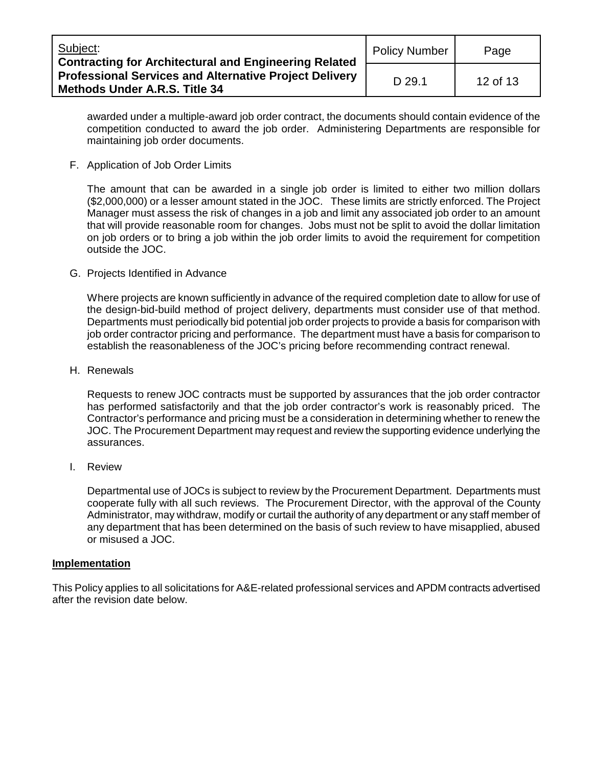awarded under a multiple-award job order contract, the documents should contain evidence of the competition conducted to award the job order. Administering Departments are responsible for maintaining job order documents.

F. Application of Job Order Limits

The amount that can be awarded in a single job order is limited to either two million dollars ($2,000,000) or a lesser amount stated in the JOC. These limits are strictly enforced. The Project Manager must assess the risk of changes in a job and limit any associated job order to an amount that will provide reasonable room for changes. Jobs must not be split to avoid the dollar limitation on job orders or to bring a job within the job order limits to avoid the requirement for competition outside the JOC.

G. Projects Identified in Advance

Where projects are known sufficiently in advance of the required completion date to allow for use of the design-bid-build method of project delivery, departments must consider use of that method. Departments must periodically bid potential job order projects to provide a basis for comparison with job order contractor pricing and performance. The department must have a basis for comparison to establish the reasonableness of the JOC's pricing before recommending contract renewal.

H. Renewals

Requests to renew JOC contracts must be supported by assurances that the job order contractor has performed satisfactorily and that the job order contractor's work is reasonably priced. The Contractor's performance and pricing must be a consideration in determining whether to renew the JOC. The Procurement Department may request and review the supporting evidence underlying the assurances.

I. Review

Departmental use of JOCs is subject to review by the Procurement Department. Departments must cooperate fully with all such reviews. The Procurement Director, with the approval of the County Administrator, may withdraw, modify or curtail the authority of any department or any staff member of any department that has been determined on the basis of such review to have misapplied, abused or misused a JOC.

## Implementation

This Policy applies to all solicitations for A&E-related professional services and APDM contracts advertised after the revision date below.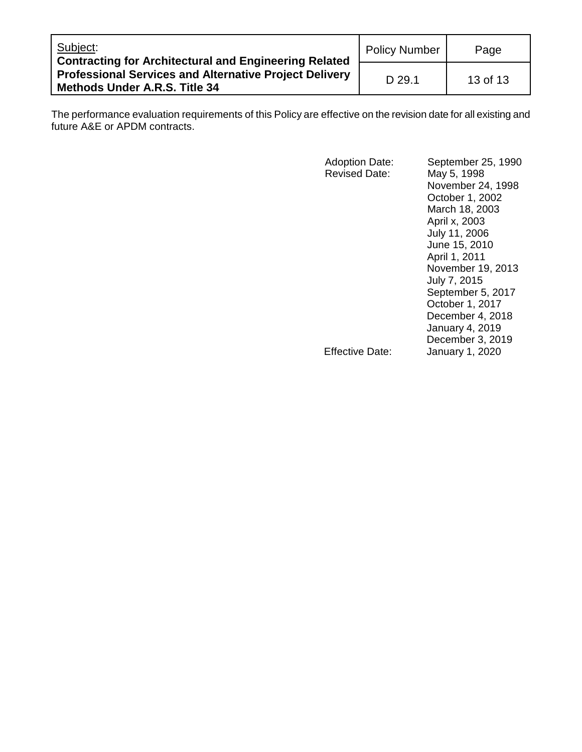The performance evaluation requirements of this Policy are effective on the revision date for all existing and future A&E or APDM contracts.

| | |
|---|---|
| Adoption Date: | September 25, 1990 |
| Revised Date: | May 5, 1998 |
| | November 24, 1998 |
| | October 1, 2002 |
| | March 18, 2003 |
| | April x, 2003 |
| | July 11, 2006 |
| | June 15, 2010 |
| | April 1, 2011 |
| | November 19, 2013 |
| | July 7, 2015 |
| | September 5, 2017 |
| | October 1, 2017 |
| | December 4, 2018 |
| | January 4, 2019 |
| | December 3, 2019 |
| Effective Date: | January 1, 2020 |